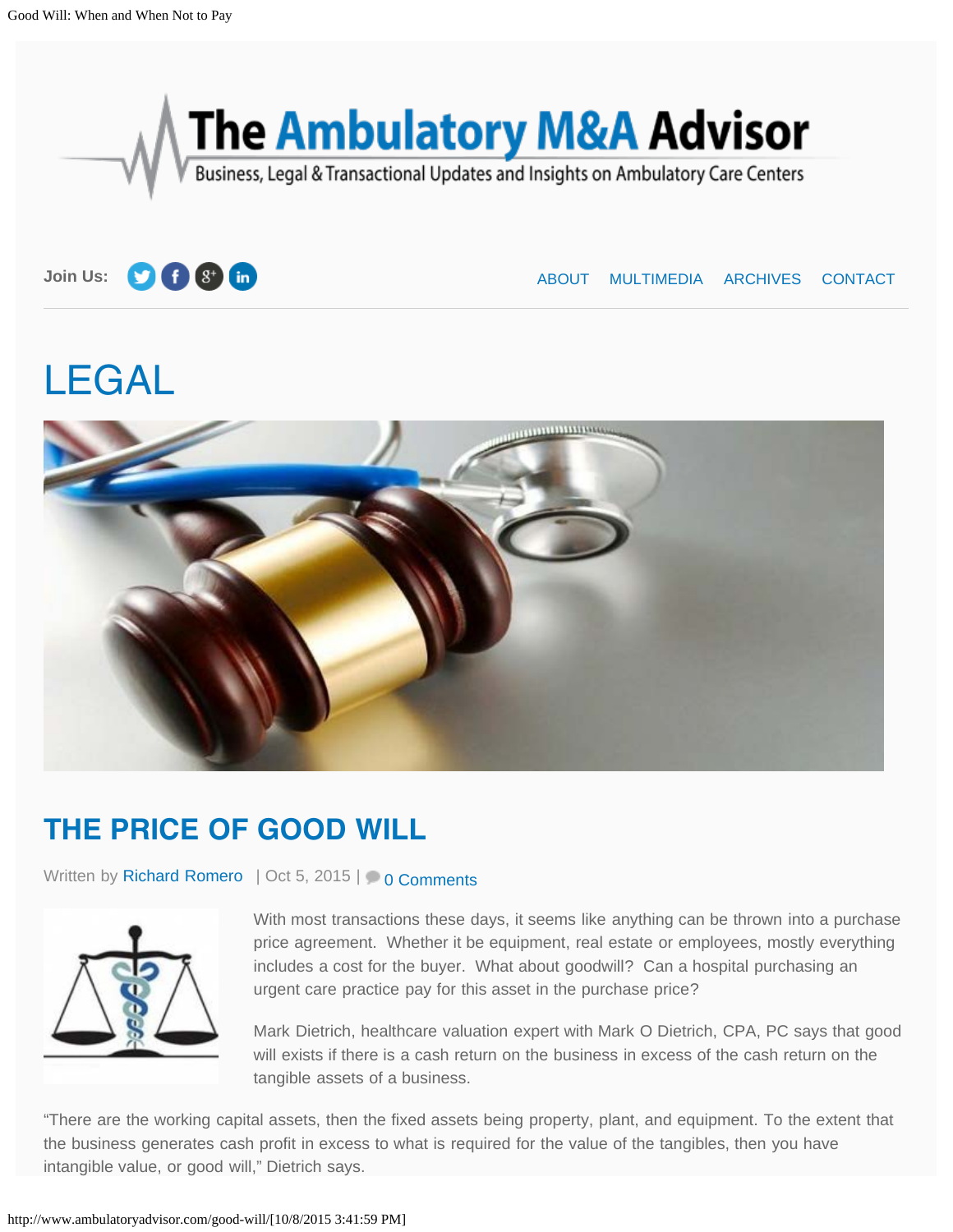# The Ambulatory M&A Advisor

Business, Legal & Transactional Updates and Insights on Ambulatory Care Centers

Join Us:

ABOUT MULTIMEDIA ARCHIVES CONTACT

## LEGAL

## THE PRICE OF GOOD WILL

Written by Richard Romero | Oct 5, 2015 | 0 Comments

With most transactions these days, it seems like anything can be thrown into a purchase price agreement. Whether it be equipment, real estate or employees, mostly everything includes a cost for the buyer. What about goodwill? Can a hospital purchasing an urgent care practice pay for this asset in the purchase price?

Mark Dietrich, healthcare valuation expert with Mark O Dietrich, CPA, PC says that good will exists if there is a cash return on the business in excess of the cash return on the tangible assets of a business.

"There are the working capital assets, then the fixed assets being property, plant, and equipment. To the extent that the business generates cash profit in excess to what is required for the value of the tangibles, then you have intangible value, or good will," Dietrich says.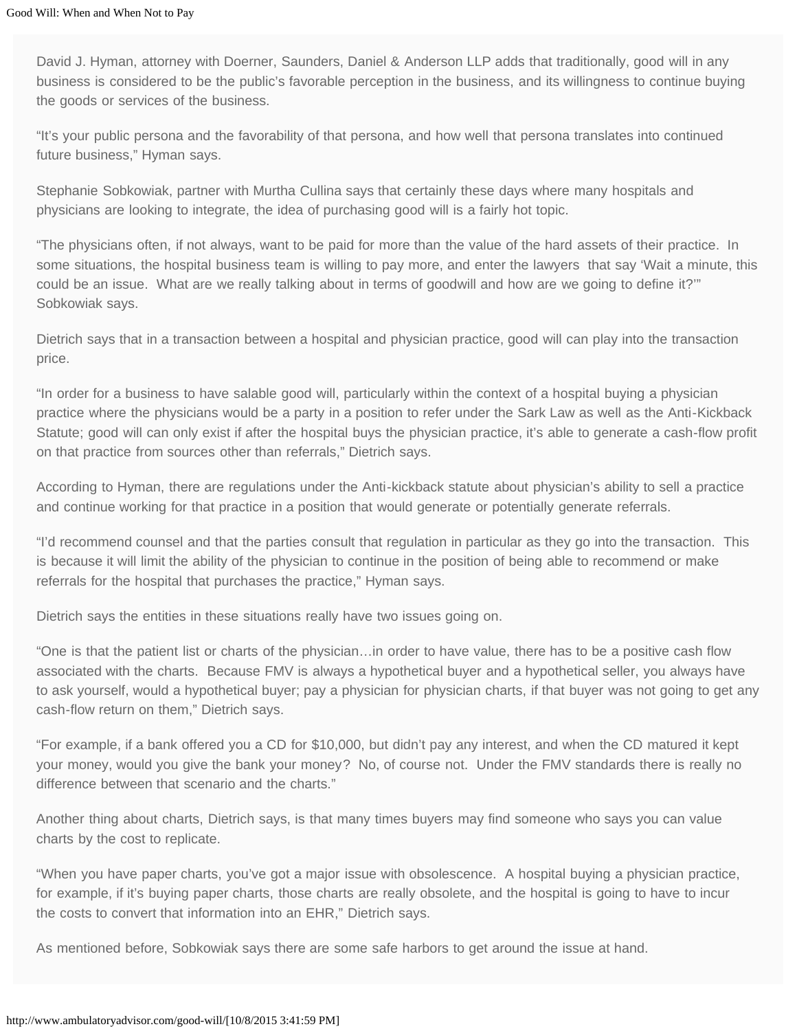David J. Hyman, attorney with Doerner, Saunders, Daniel & Anderson LLP adds that traditionally, good will in any business is considered to be the public's favorable perception in the business, and its willingness to continue buying the goods or services of the business.

"It's your public persona and the favorability of that persona, and how well that persona translates into continued future business," Hyman says.

Stephanie Sobkowiak, partner with Murtha Cullina says that certainly these days where many hospitals and physicians are looking to integrate, the idea of purchasing good will is a fairly hot topic.

"The physicians often, if not always, want to be paid for more than the value of the hard assets of their practice. In some situations, the hospital business team is willing to pay more, and enter the lawyers that say 'Wait a minute, this could be an issue. What are we really talking about in terms of goodwill and how are we going to define it?'" Sobkowiak says.

Dietrich says that in a transaction between a hospital and physician practice, good will can play into the transaction price.

"In order for a business to have salable good will, particularly within the context of a hospital buying a physician practice where the physicians would be a party in a position to refer under the Sark Law as well as the Anti-Kickback Statute; good will can only exist if after the hospital buys the physician practice, it's able to generate a cash-flow profit on that practice from sources other than referrals," Dietrich says.

According to Hyman, there are regulations under the Anti-kickback statute about physician's ability to sell a practice and continue working for that practice in a position that would generate or potentially generate referrals.

"I'd recommend counsel and that the parties consult that regulation in particular as they go into the transaction. This is because it will limit the ability of the physician to continue in the position of being able to recommend or make referrals for the hospital that purchases the practice," Hyman says.

Dietrich says the entities in these situations really have two issues going on.

"One is that the patient list or charts of the physician…in order to have value, there has to be a positive cash flow associated with the charts. Because FMV is always a hypothetical buyer and a hypothetical seller, you always have to ask yourself, would a hypothetical buyer; pay a physician for physician charts, if that buyer was not going to get any cash-flow return on them," Dietrich says.

"For example, if a bank offered you a CD for $10,000, but didn't pay any interest, and when the CD matured it kept your money, would you give the bank your money? No, of course not. Under the FMV standards there is really no difference between that scenario and the charts."

Another thing about charts, Dietrich says, is that many times buyers may find someone who says you can value charts by the cost to replicate.

"When you have paper charts, you've got a major issue with obsolescence. A hospital buying a physician practice, for example, if it's buying paper charts, those charts are really obsolete, and the hospital is going to have to incur the costs to convert that information into an EHR," Dietrich says.

As mentioned before, Sobkowiak says there are some safe harbors to get around the issue at hand.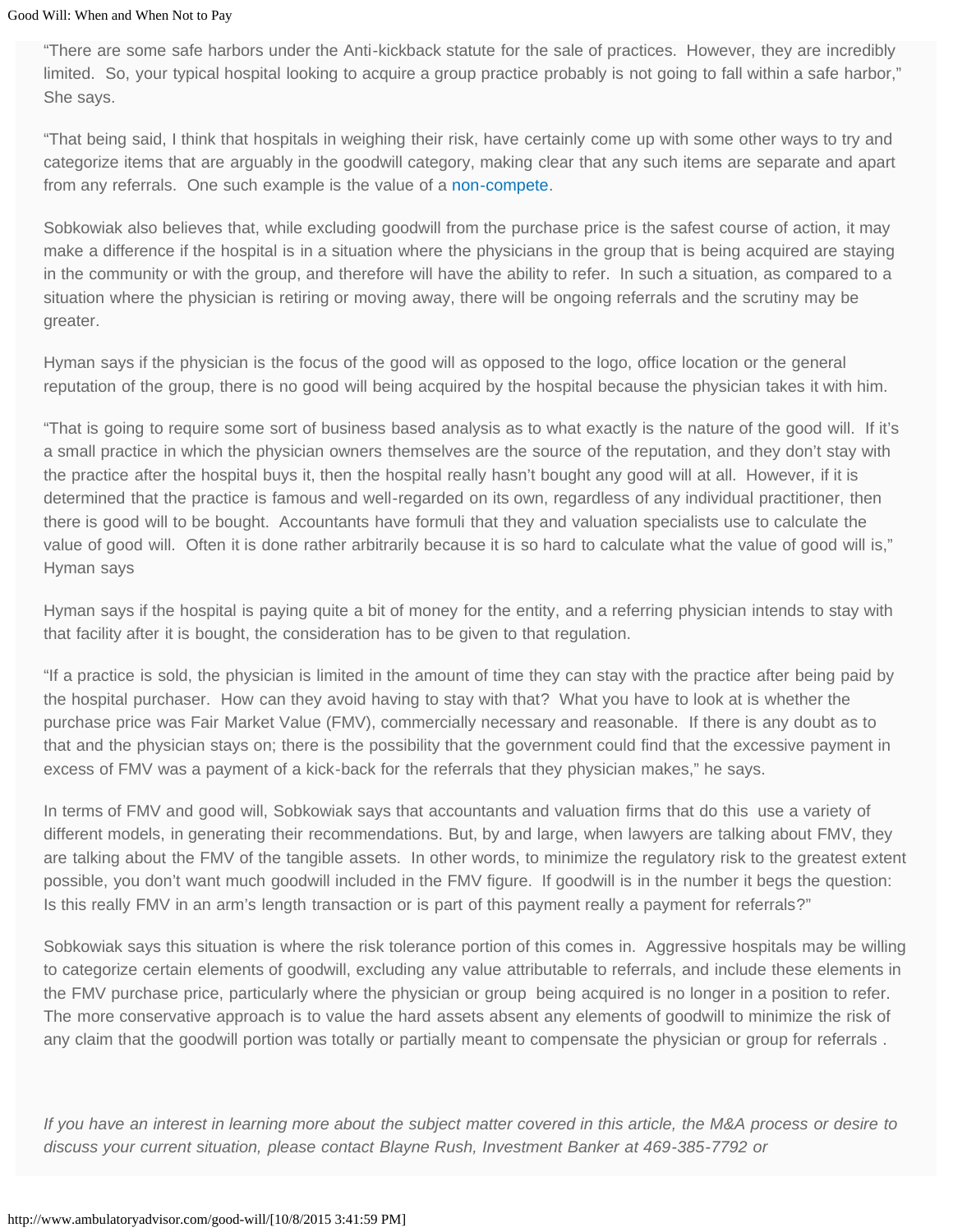"There are some safe harbors under the Anti-kickback statute for the sale of practices. However, they are incredibly limited. So, your typical hospital looking to acquire a group practice probably is not going to fall within a safe harbor," She says.

"That being said, I think that hospitals in weighing their risk, have certainly come up with some other ways to try and categorize items that are arguably in the goodwill category, making clear that any such items are separate and apart from any referrals. One such example is the value of a non-compete.

Sobkowiak also believes that, while excluding goodwill from the purchase price is the safest course of action, it may make a difference if the hospital is in a situation where the physicians in the group that is being acquired are staying in the community or with the group, and therefore will have the ability to refer. In such a situation, as compared to a situation where the physician is retiring or moving away, there will be ongoing referrals and the scrutiny may be greater.

Hyman says if the physician is the focus of the good will as opposed to the logo, office location or the general reputation of the group, there is no good will being acquired by the hospital because the physician takes it with him.

"That is going to require some sort of business based analysis as to what exactly is the nature of the good will. If it's a small practice in which the physician owners themselves are the source of the reputation, and they don't stay with the practice after the hospital buys it, then the hospital really hasn't bought any good will at all. However, if it is determined that the practice is famous and well-regarded on its own, regardless of any individual practitioner, then there is good will to be bought. Accountants have formuli that they and valuation specialists use to calculate the value of good will. Often it is done rather arbitrarily because it is so hard to calculate what the value of good will is," Hyman says

Hyman says if the hospital is paying quite a bit of money for the entity, and a referring physician intends to stay with that facility after it is bought, the consideration has to be given to that regulation.

"If a practice is sold, the physician is limited in the amount of time they can stay with the practice after being paid by the hospital purchaser. How can they avoid having to stay with that? What you have to look at is whether the purchase price was Fair Market Value (FMV), commercially necessary and reasonable. If there is any doubt as to that and the physician stays on; there is the possibility that the government could find that the excessive payment in excess of FMV was a payment of a kick-back for the referrals that they physician makes," he says.

In terms of FMV and good will, Sobkowiak says that accountants and valuation firms that do this use a variety of different models, in generating their recommendations. But, by and large, when lawyers are talking about FMV, they are talking about the FMV of the tangible assets. In other words, to minimize the regulatory risk to the greatest extent possible, you don't want much goodwill included in the FMV figure. If goodwill is in the number it begs the question: Is this really FMV in an arm's length transaction or is part of this payment really a payment for referrals?"

Sobkowiak says this situation is where the risk tolerance portion of this comes in. Aggressive hospitals may be willing to categorize certain elements of goodwill, excluding any value attributable to referrals, and include these elements in the FMV purchase price, particularly where the physician or group being acquired is no longer in a position to refer. The more conservative approach is to value the hard assets absent any elements of goodwill to minimize the risk of any claim that the goodwill portion was totally or partially meant to compensate the physician or group for referrals .

*If you have an interest in learning more about the subject matter covered in this article, the M&A process or desire to discuss your current situation, please contact Blayne Rush, Investment Banker at 469-385-7792 or*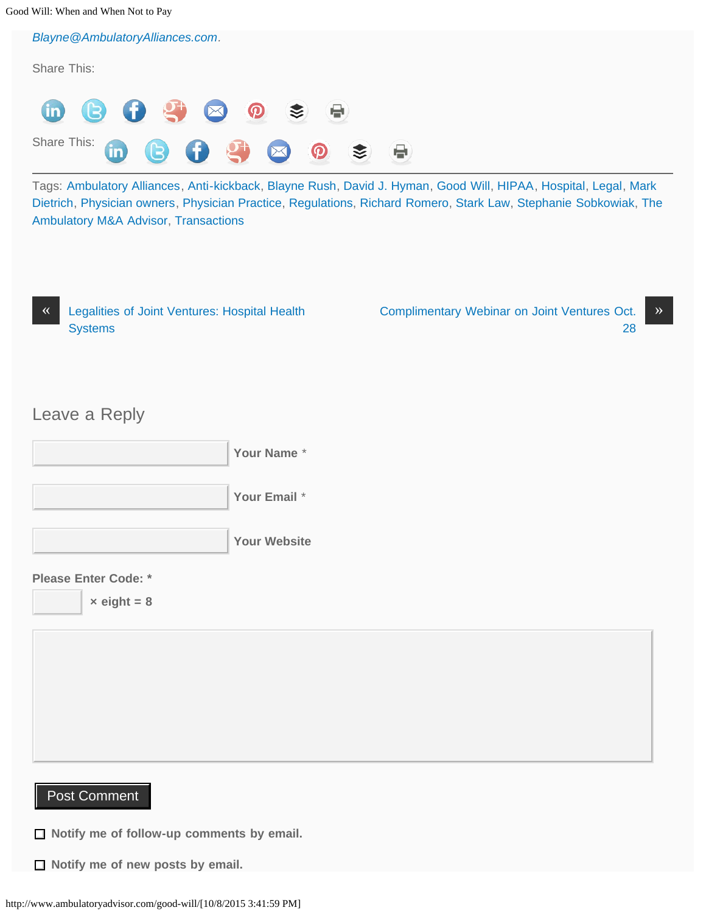*Blayne@AmbulatoryAlliances.com*.

Share This:

Share This:

Tags: Ambulatory Alliances, Anti-kickback, Blayne Rush, David J. Hyman, Good Will, HIPAA, Hospital, Legal, Mark Dietrich, Physician owners, Physician Practice, Regulations, Richard Romero, Stark Law, Stephanie Sobkowiak, The Ambulatory M&A Advisor, Transactions

« Legalities of Joint Ventures: Hospital Health Systems

Complimentary Webinar on Joint Ventures Oct. 28 »

## Leave a Reply

**Your Name** *

**Your Email** *

**Your Website**

**Please Enter Code:** *

× eight = 8

Post Comment

☐ **Notify me of follow-up comments by email.**

☐ **Notify me of new posts by email.**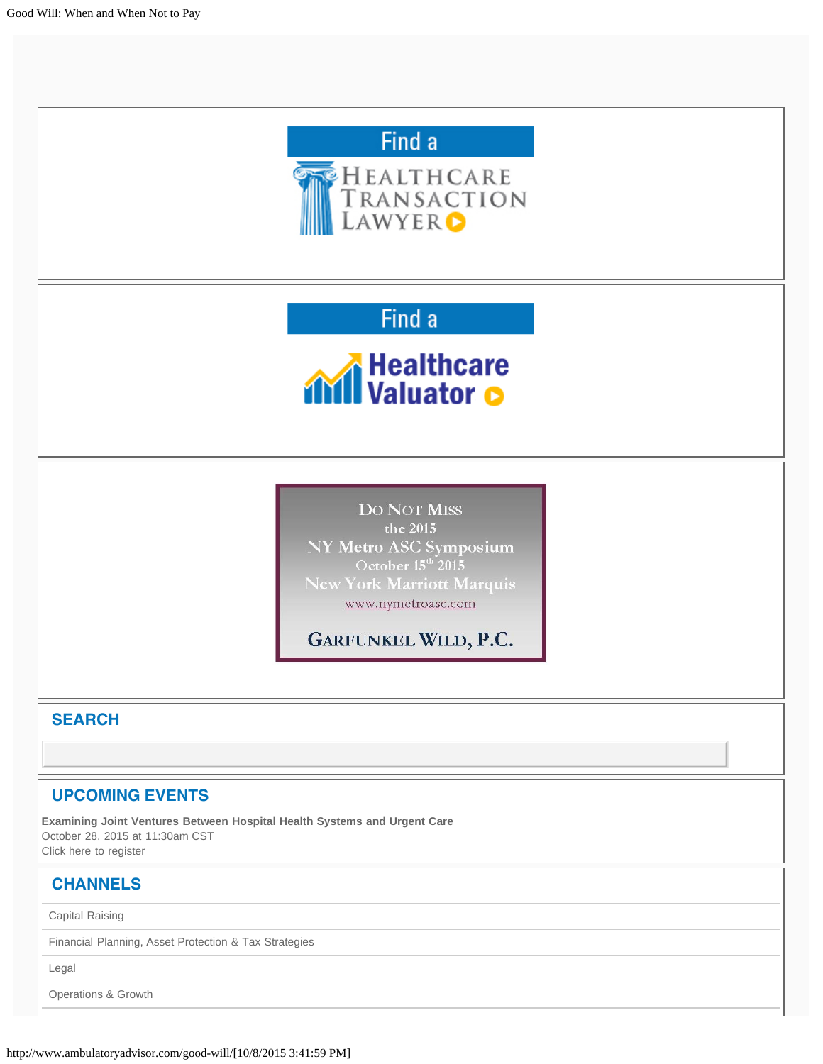Find a

HEALTHCARE TRANSACTION LAWYER

Find a

Healthcare Valuator

DO NOT MISS
the 2015
NY Metro ASC Symposium
October 15th 2015
New York Marriott Marquis
www.nymetroasc.com

GARFUNKEL WILD, P.C.

## SEARCH

## UPCOMING EVENTS

**Examining Joint Ventures Between Hospital Health Systems and Urgent Care**
October 28, 2015 at 11:30am CST
Click here to register

## CHANNELS

- Capital Raising
- Financial Planning, Asset Protection & Tax Strategies
- Legal
- Operations & Growth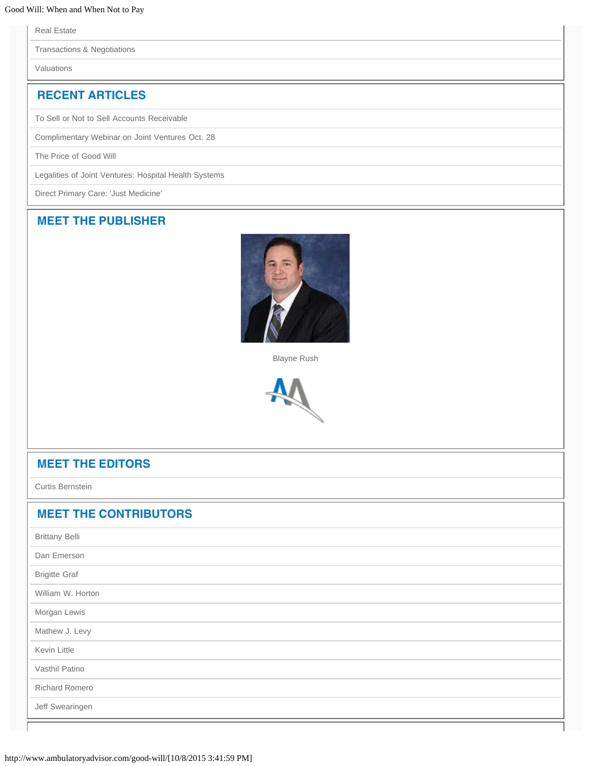Real Estate

Transactions & Negotiations

Valuations

## RECENT ARTICLES

To Sell or Not to Sell Accounts Receivable

Complimentary Webinar on Joint Ventures Oct. 28

The Price of Good Will

Legalities of Joint Ventures: Hospital Health Systems

Direct Primary Care: 'Just Medicine'

## MEET THE PUBLISHER

Blayne Rush

## MEET THE EDITORS

Curtis Bernstein

## MEET THE CONTRIBUTORS

Brittany Belli

Dan Emerson

Brigitte Graf

William W. Horton

Morgan Lewis

Mathew J. Levy

Kevin Little

Vasthil Patino

Richard Romero

Jeff Swearingen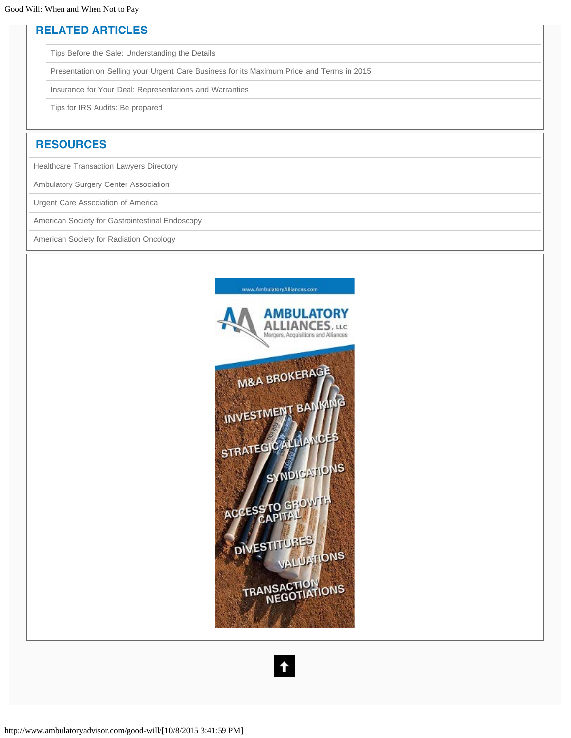## RELATED ARTICLES

- Tips Before the Sale: Understanding the Details
- Presentation on Selling your Urgent Care Business for its Maximum Price and Terms in 2015
- Insurance for Your Deal: Representations and Warranties
- Tips for IRS Audits: Be prepared

## RESOURCES

- Healthcare Transaction Lawyers Directory
- Ambulatory Surgery Center Association
- Urgent Care Association of America
- American Society for Gastrointestinal Endoscopy
- American Society for Radiation Oncology

www.AmbulatoryAlliances.com

AMBULATORY ALLIANCES, LLC
Mergers, Acquisitions and Alliances

M&A BROKERAGE
INVESTMENT BANKING
STRATEGIC ALLIANCES
SYNDICATIONS
ACCESS TO GROWTH CAPITAL
DIVESTITURES
VALUATIONS
TRANSACTION NEGOTIATIONS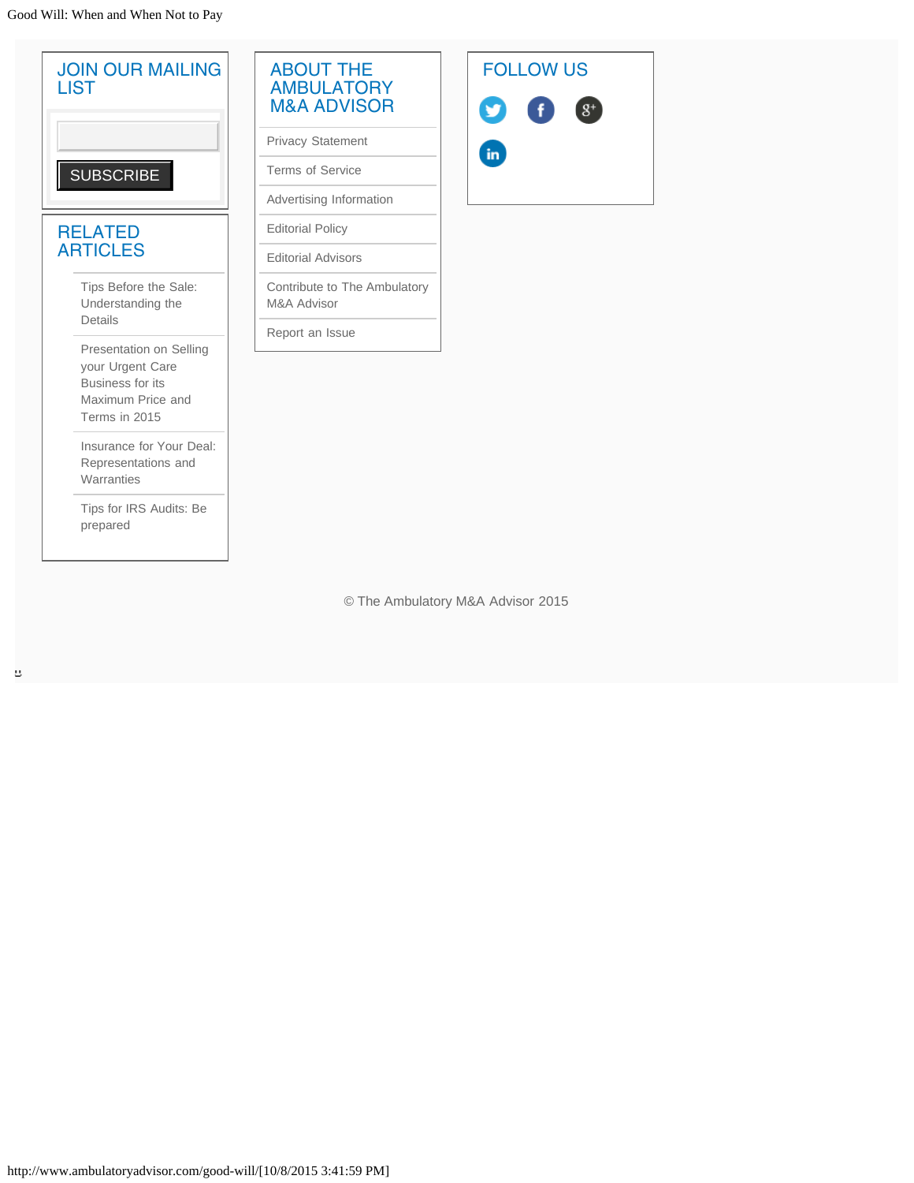## JOIN OUR MAILING LIST

SUBSCRIBE

## RELATED ARTICLES

- Tips Before the Sale: Understanding the Details
- Presentation on Selling your Urgent Care Business for its Maximum Price and Terms in 2015
- Insurance for Your Deal: Representations and Warranties
- Tips for IRS Audits: Be prepared

## ABOUT THE AMBULATORY M&A ADVISOR

- Privacy Statement
- Terms of Service
- Advertising Information
- Editorial Policy
- Editorial Advisors
- Contribute to The Ambulatory M&A Advisor
- Report an Issue

## FOLLOW US

© The Ambulatory M&A Advisor 2015